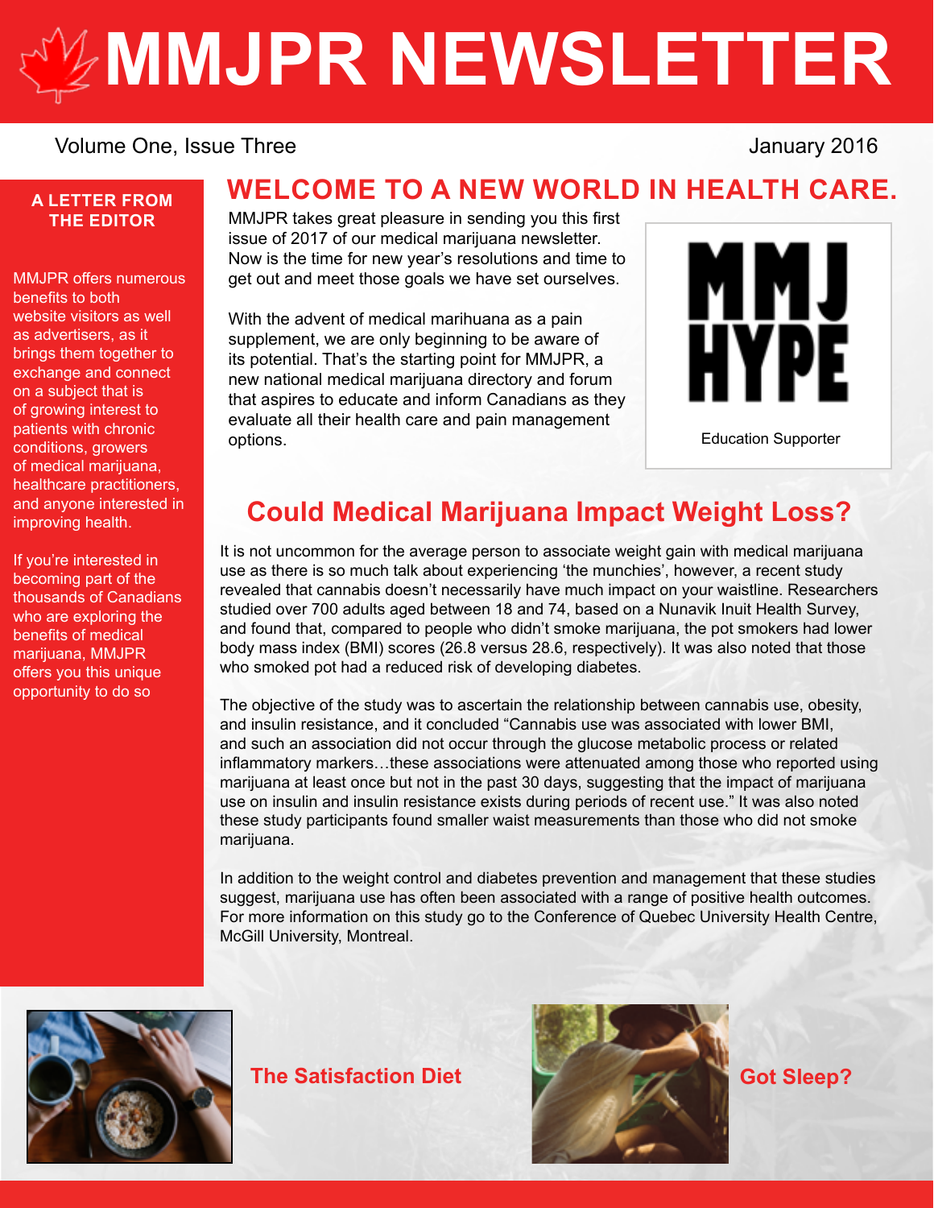# MMJPR NEWSLETTER

Volume One, Issue Three

January 2016

## A LETTER FROM THE EDITOR

MMJPR offers numerous benefits to both website visitors as well as advertisers, as it brings them together to exchange and connect on a subject that is of growing interest to patients with chronic conditions, growers of medical marijuana, healthcare practitioners, and anyone interested in improving health.

If you're interested in becoming part of the thousands of Canadians who are exploring the benefits of medical marijuana, MMJPR offers you this unique opportunity to do so

## WELCOME TO A NEW WORLD IN HEALTH CARE.

MMJPR takes great pleasure in sending you this first issue of 2017 of our medical marijuana newsletter. Now is the time for new year's resolutions and time to get out and meet those goals we have set ourselves.

With the advent of medical marihuana as a pain supplement, we are only beginning to be aware of its potential. That's the starting point for MMJPR, a new national medical marijuana directory and forum that aspires to educate and inform Canadians as they evaluate all their health care and pain management options.

MMJ HYPE

Education Supporter

## Could Medical Marijuana Impact Weight Loss?

It is not uncommon for the average person to associate weight gain with medical marijuana use as there is so much talk about experiencing 'the munchies', however, a recent study revealed that cannabis doesn't necessarily have much impact on your waistline. Researchers studied over 700 adults aged between 18 and 74, based on a Nunavik Inuit Health Survey, and found that, compared to people who didn't smoke marijuana, the pot smokers had lower body mass index (BMI) scores (26.8 versus 28.6, respectively). It was also noted that those who smoked pot had a reduced risk of developing diabetes.

The objective of the study was to ascertain the relationship between cannabis use, obesity, and insulin resistance, and it concluded "Cannabis use was associated with lower BMI, and such an association did not occur through the glucose metabolic process or related inflammatory markers…these associations were attenuated among those who reported using marijuana at least once but not in the past 30 days, suggesting that the impact of marijuana use on insulin and insulin resistance exists during periods of recent use." It was also noted these study participants found smaller waist measurements than those who did not smoke marijuana.

In addition to the weight control and diabetes prevention and management that these studies suggest, marijuana use has often been associated with a range of positive health outcomes. For more information on this study go to the Conference of Quebec University Health Centre, McGill University, Montreal.

### The Satisfaction Diet

### Got Sleep?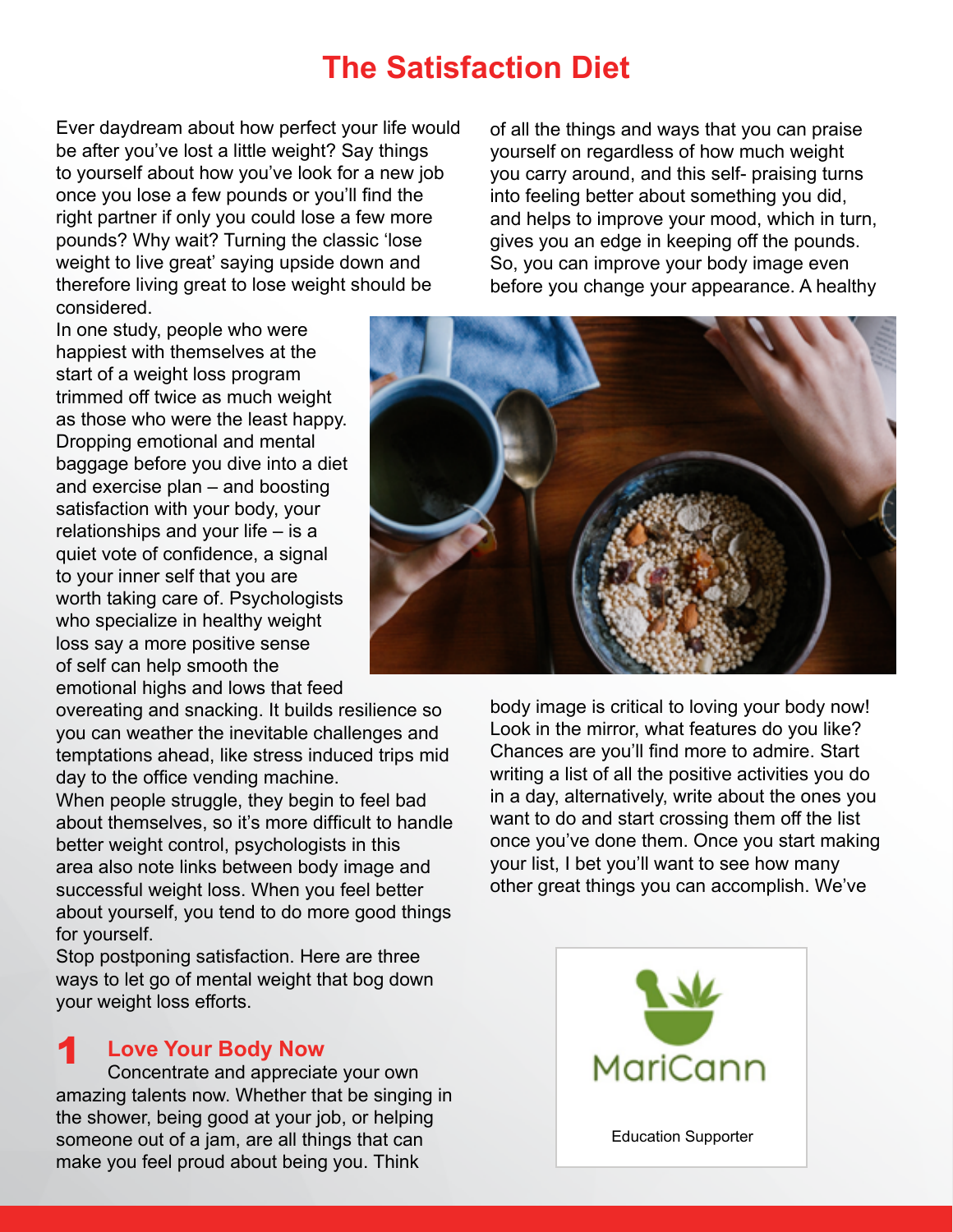# The Satisfaction Diet

Ever daydream about how perfect your life would be after you've lost a little weight? Say things to yourself about how you've look for a new job once you lose a few pounds or you'll find the right partner if only you could lose a few more pounds? Why wait? Turning the classic 'lose weight to live great' saying upside down and therefore living great to lose weight should be considered.

In one study, people who were happiest with themselves at the start of a weight loss program trimmed off twice as much weight as those who were the least happy. Dropping emotional and mental baggage before you dive into a diet and exercise plan – and boosting satisfaction with your body, your relationships and your life – is a quiet vote of confidence, a signal to your inner self that you are worth taking care of. Psychologists who specialize in healthy weight loss say a more positive sense of self can help smooth the emotional highs and lows that feed overeating and snacking. It builds resilience so you can weather the inevitable challenges and temptations ahead, like stress induced trips mid day to the office vending machine.

When people struggle, they begin to feel bad about themselves, so it's more difficult to handle better weight control, psychologists in this area also note links between body image and successful weight loss. When you feel better about yourself, you tend to do more good things for yourself.

Stop postponing satisfaction. Here are three ways to let go of mental weight that bog down your weight loss efforts.

## 1 Love Your Body Now

Concentrate and appreciate your own amazing talents now. Whether that be singing in the shower, being good at your job, or helping someone out of a jam, are all things that can make you feel proud about being you. Think of all the things and ways that you can praise yourself on regardless of how much weight you carry around, and this self- praising turns into feeling better about something you did, and helps to improve your mood, which in turn, gives you an edge in keeping off the pounds. So, you can improve your body image even before you change your appearance. A healthy body image is critical to loving your body now! Look in the mirror, what features do you like? Chances are you'll find more to admire. Start writing a list of all the positive activities you do in a day, alternatively, write about the ones you want to do and start crossing them off the list once you've done them. Once you start making your list, I bet you'll want to see how many other great things you can accomplish. We've

MariCann

Education Supporter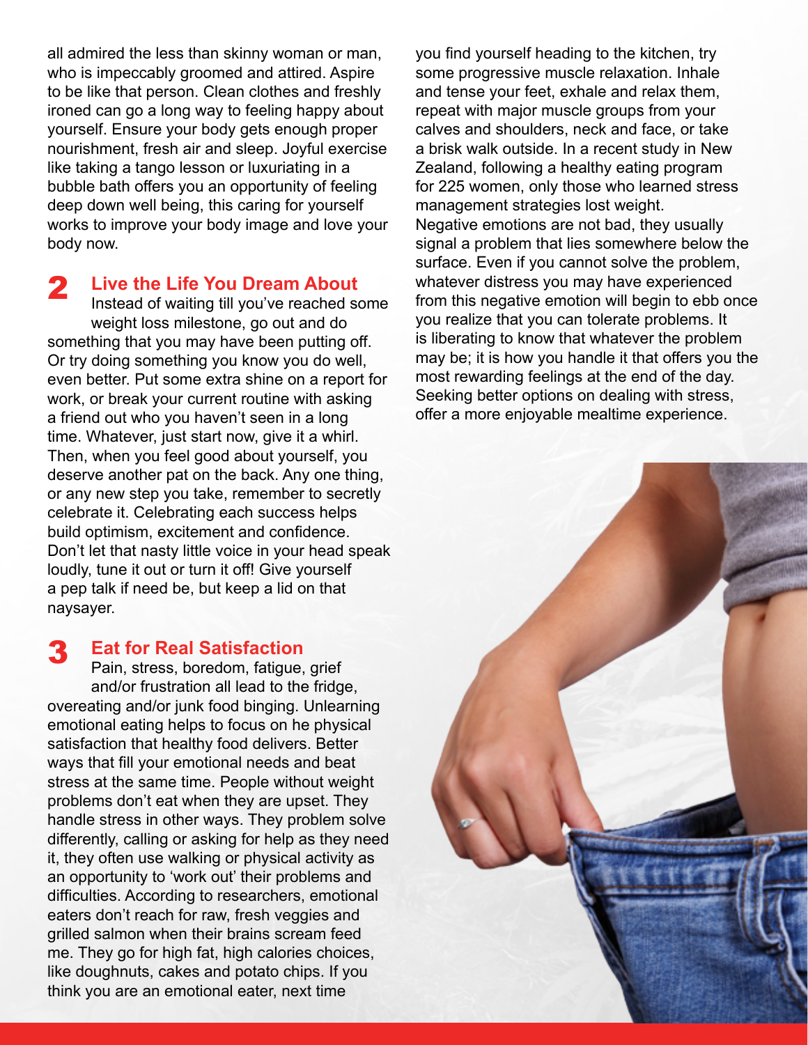all admired the less than skinny woman or man, who is impeccably groomed and attired. Aspire to be like that person. Clean clothes and freshly ironed can go a long way to feeling happy about yourself. Ensure your body gets enough proper nourishment, fresh air and sleep. Joyful exercise like taking a tango lesson or luxuriating in a bubble bath offers you an opportunity of feeling deep down well being, this caring for yourself works to improve your body image and love your body now.

## 2 Live the Life You Dream About

Instead of waiting till you've reached some weight loss milestone, go out and do something that you may have been putting off. Or try doing something you know you do well, even better. Put some extra shine on a report for work, or break your current routine with asking a friend out who you haven't seen in a long time. Whatever, just start now, give it a whirl. Then, when you feel good about yourself, you deserve another pat on the back. Any one thing, or any new step you take, remember to secretly celebrate it. Celebrating each success helps build optimism, excitement and confidence. Don't let that nasty little voice in your head speak loudly, tune it out or turn it off! Give yourself a pep talk if need be, but keep a lid on that naysayer.

## 3 Eat for Real Satisfaction

Pain, stress, boredom, fatigue, grief and/or frustration all lead to the fridge, overeating and/or junk food binging. Unlearning emotional eating helps to focus on he physical satisfaction that healthy food delivers. Better ways that fill your emotional needs and beat stress at the same time. People without weight problems don't eat when they are upset. They handle stress in other ways. They problem solve differently, calling or asking for help as they need it, they often use walking or physical activity as an opportunity to 'work out' their problems and difficulties. According to researchers, emotional eaters don't reach for raw, fresh veggies and grilled salmon when their brains scream feed me. They go for high fat, high calories choices, like doughnuts, cakes and potato chips. If you think you are an emotional eater, next time you find yourself heading to the kitchen, try some progressive muscle relaxation. Inhale and tense your feet, exhale and relax them, repeat with major muscle groups from your calves and shoulders, neck and face, or take a brisk walk outside. In a recent study in New Zealand, following a healthy eating program for 225 women, only those who learned stress management strategies lost weight.

Negative emotions are not bad, they usually signal a problem that lies somewhere below the surface. Even if you cannot solve the problem, whatever distress you may have experienced from this negative emotion will begin to ebb once you realize that you can tolerate problems. It is liberating to know that whatever the problem may be; it is how you handle it that offers you the most rewarding feelings at the end of the day. Seeking better options on dealing with stress, offer a more enjoyable mealtime experience.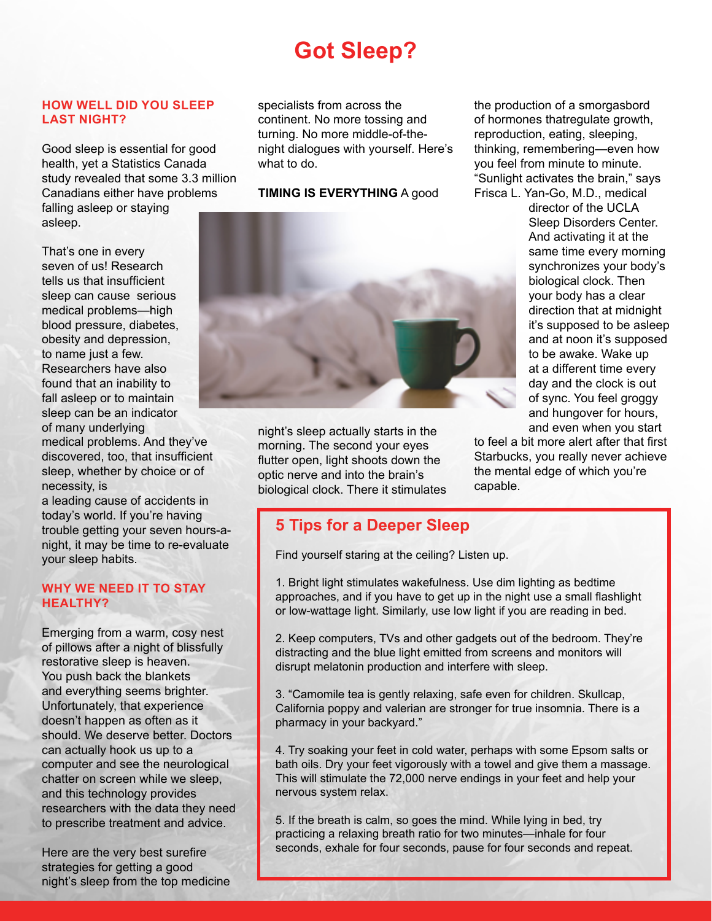# Got Sleep?

## HOW WELL DID YOU SLEEP LAST NIGHT?

Good sleep is essential for good health, yet a Statistics Canada study revealed that some 3.3 million Canadians either have problems falling asleep or staying asleep.

That's one in every seven of us! Research tells us that insufficient sleep can cause serious medical problems—high blood pressure, diabetes, obesity and depression, to name just a few. Researchers have also found that an inability to fall asleep or to maintain sleep can be an indicator of many underlying medical problems. And they've discovered, too, that insufficient sleep, whether by choice or of necessity, is a leading cause of accidents in today's world. If you're having trouble getting your seven hours-a-night, it may be time to re-evaluate your sleep habits.

## WHY WE NEED IT TO STAY HEALTHY?

Emerging from a warm, cosy nest of pillows after a night of blissfully restorative sleep is heaven. You push back the blankets and everything seems brighter. Unfortunately, that experience doesn't happen as often as it should. We deserve better. Doctors can actually hook us up to a computer and see the neurological chatter on screen while we sleep, and this technology provides researchers with the data they need to prescribe treatment and advice.

Here are the very best surefire strategies for getting a good night's sleep from the top medicine specialists from across the continent. No more tossing and turning. No more middle-of-the-night dialogues with yourself. Here's what to do.

**TIMING IS EVERYTHING** A good night's sleep actually starts in the morning. The second your eyes flutter open, light shoots down the optic nerve and into the brain's biological clock. There it stimulates the production of a smorgasbord of hormones thatregulate growth, reproduction, eating, sleeping, thinking, remembering—even how you feel from minute to minute. "Sunlight activates the brain," says Frisca L. Yan-Go, M.D., medical director of the UCLA Sleep Disorders Center. And activating it at the same time every morning synchronizes your body's biological clock. Then your body has a clear direction that at midnight it's supposed to be asleep and at noon it's supposed to be awake. Wake up at a different time every day and the clock is out of sync. You feel groggy and hungover for hours, and even when you start to feel a bit more alert after that first Starbucks, you really never achieve the mental edge of which you're capable.

## 5 Tips for a Deeper Sleep

Find yourself staring at the ceiling? Listen up.

1. Bright light stimulates wakefulness. Use dim lighting as bedtime approaches, and if you have to get up in the night use a small flashlight or low-wattage light. Similarly, use low light if you are reading in bed.

2. Keep computers, TVs and other gadgets out of the bedroom. They're distracting and the blue light emitted from screens and monitors will disrupt melatonin production and interfere with sleep.

3. "Camomile tea is gently relaxing, safe even for children. Skullcap, California poppy and valerian are stronger for true insomnia. There is a pharmacy in your backyard."

4. Try soaking your feet in cold water, perhaps with some Epsom salts or bath oils. Dry your feet vigorously with a towel and give them a massage. This will stimulate the 72,000 nerve endings in your feet and help your nervous system relax.

5. If the breath is calm, so goes the mind. While lying in bed, try practicing a relaxing breath ratio for two minutes—inhale for four seconds, exhale for four seconds, pause for four seconds and repeat.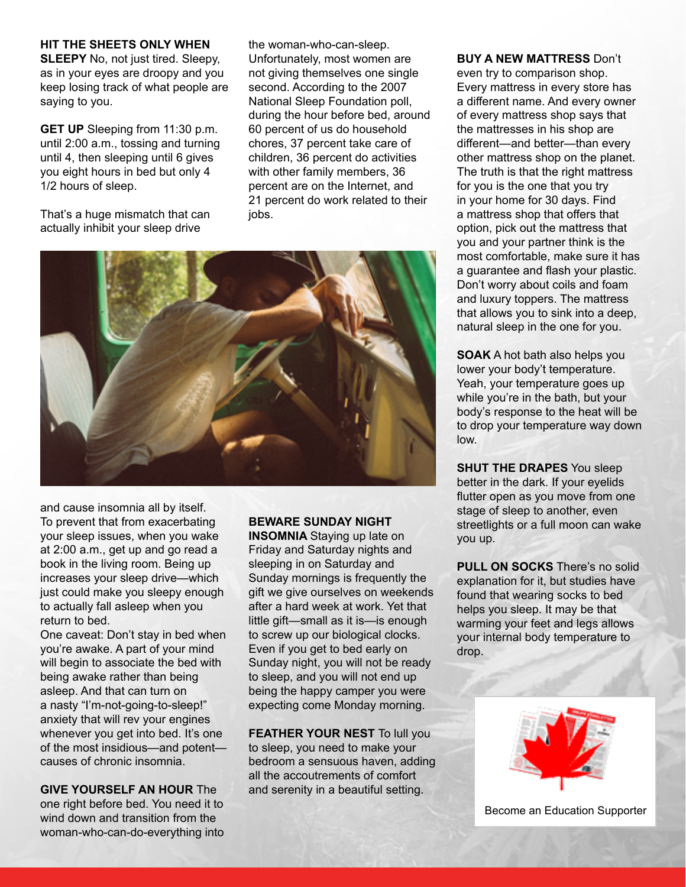**HIT THE SHEETS ONLY WHEN SLEEPY** No, not just tired. Sleepy, as in your eyes are droopy and you keep losing track of what people are saying to you.

**GET UP** Sleeping from 11:30 p.m. until 2:00 a.m., tossing and turning until 4, then sleeping until 6 gives you eight hours in bed but only 4 1/2 hours of sleep.

That's a huge mismatch that can actually inhibit your sleep drive and cause insomnia all by itself. To prevent that from exacerbating your sleep issues, when you wake at 2:00 a.m., get up and go read a book in the living room. Being up increases your sleep drive—which just could make you sleepy enough to actually fall asleep when you return to bed.

One caveat: Don't stay in bed when you're awake. A part of your mind will begin to associate the bed with being awake rather than being asleep. And that can turn on a nasty "I'm-not-going-to-sleep!" anxiety that will rev your engines whenever you get into bed. It's one of the most insidious—and potent—causes of chronic insomnia.

**GIVE YOURSELF AN HOUR** The one right before bed. You need it to wind down and transition from the woman-who-can-do-everything into the woman-who-can-sleep. Unfortunately, most women are not giving themselves one single second. According to the 2007 National Sleep Foundation poll, during the hour before bed, around 60 percent of us do household chores, 37 percent take care of children, 36 percent do activities with other family members, 36 percent are on the Internet, and 21 percent do work related to their jobs.

**BEWARE SUNDAY NIGHT INSOMNIA** Staying up late on Friday and Saturday nights and sleeping in on Saturday and Sunday mornings is frequently the gift we give ourselves on weekends after a hard week at work. Yet that little gift—small as it is—is enough to screw up our biological clocks. Even if you get to bed early on Sunday night, you will not be ready to sleep, and you will not end up being the happy camper you were expecting come Monday morning.

**FEATHER YOUR NEST** To lull you to sleep, you need to make your bedroom a sensuous haven, adding all the accoutrements of comfort and serenity in a beautiful setting.

**BUY A NEW MATTRESS** Don't even try to comparison shop. Every mattress in every store has a different name. And every owner of every mattress shop says that the mattresses in his shop are different—and better—than every other mattress shop on the planet. The truth is that the right mattress for you is the one that you try in your home for 30 days. Find a mattress shop that offers that option, pick out the mattress that you and your partner think is the most comfortable, make sure it has a guarantee and flash your plastic. Don't worry about coils and foam and luxury toppers. The mattress that allows you to sink into a deep, natural sleep in the one for you.

**SOAK** A hot bath also helps you lower your body't temperature. Yeah, your temperature goes up while you're in the bath, but your body's response to the heat will be to drop your temperature way down low.

**SHUT THE DRAPES** You sleep better in the dark. If your eyelids flutter open as you move from one stage of sleep to another, even streetlights or a full moon can wake you up.

**PULL ON SOCKS** There's no solid explanation for it, but studies have found that wearing socks to bed helps you sleep. It may be that warming your feet and legs allows your internal body temperature to drop.

Become an Education Supporter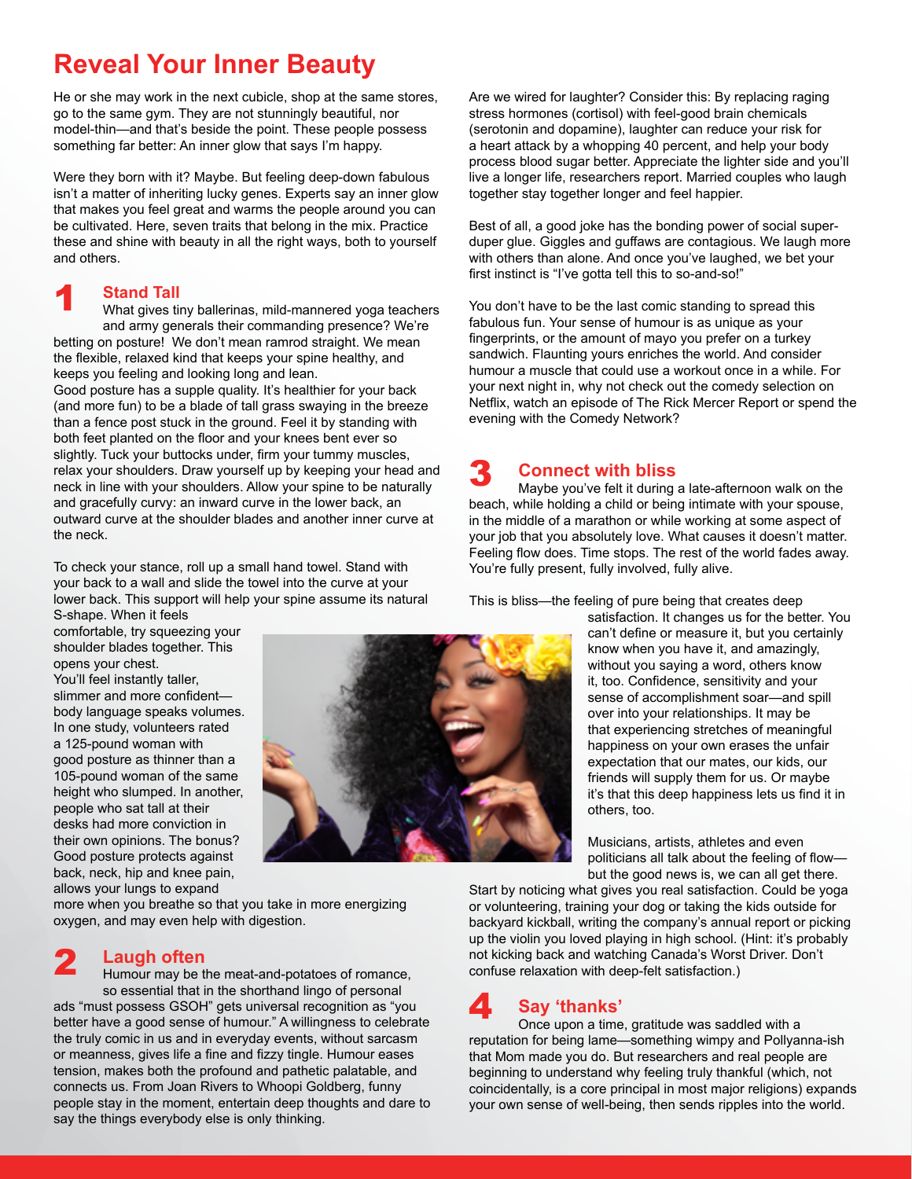# Reveal Your Inner Beauty

He or she may work in the next cubicle, shop at the same stores, go to the same gym. They are not stunningly beautiful, nor model-thin—and that's beside the point. These people possess something far better: An inner glow that says I'm happy.

Were they born with it? Maybe. But feeling deep-down fabulous isn't a matter of inheriting lucky genes. Experts say an inner glow that makes you feel great and warms the people around you can be cultivated. Here, seven traits that belong in the mix. Practice these and shine with beauty in all the right ways, both to yourself and others.

## 1 Stand Tall

What gives tiny ballerinas, mild-mannered yoga teachers and army generals their commanding presence? We're betting on posture! We don't mean ramrod straight. We mean the flexible, relaxed kind that keeps your spine healthy, and keeps you feeling and looking long and lean.

Good posture has a supple quality. It's healthier for your back (and more fun) to be a blade of tall grass swaying in the breeze than a fence post stuck in the ground. Feel it by standing with both feet planted on the floor and your knees bent ever so slightly. Tuck your buttocks under, firm your tummy muscles, relax your shoulders. Draw yourself up by keeping your head and neck in line with your shoulders. Allow your spine to be naturally and gracefully curvy: an inward curve in the lower back, an outward curve at the shoulder blades and another inner curve at the neck.

To check your stance, roll up a small hand towel. Stand with your back to a wall and slide the towel into the curve at your lower back. This support will help your spine assume its natural S-shape. When it feels comfortable, try squeezing your shoulder blades together. This opens your chest.

You'll feel instantly taller, slimmer and more confident—body language speaks volumes. In one study, volunteers rated a 125-pound woman with good posture as thinner than a 105-pound woman of the same height who slumped. In another, people who sat tall at their desks had more conviction in their own opinions. The bonus? Good posture protects against back, neck, hip and knee pain, allows your lungs to expand more when you breathe so that you take in more energizing oxygen, and may even help with digestion.

## 2 Laugh often

Humour may be the meat-and-potatoes of romance, so essential that in the shorthand lingo of personal ads "must possess GSOH" gets universal recognition as "you better have a good sense of humour." A willingness to celebrate the truly comic in us and in everyday events, without sarcasm or meanness, gives life a fine and fizzy tingle. Humour eases tension, makes both the profound and pathetic palatable, and connects us. From Joan Rivers to Whoopi Goldberg, funny people stay in the moment, entertain deep thoughts and dare to say the things everybody else is only thinking.

Are we wired for laughter? Consider this: By replacing raging stress hormones (cortisol) with feel-good brain chemicals (serotonin and dopamine), laughter can reduce your risk for a heart attack by a whopping 40 percent, and help your body process blood sugar better. Appreciate the lighter side and you'll live a longer life, researchers report. Married couples who laugh together stay together longer and feel happier.

Best of all, a good joke has the bonding power of social super-duper glue. Giggles and guffaws are contagious. We laugh more with others than alone. And once you've laughed, we bet your first instinct is "I've gotta tell this to so-and-so!"

You don't have to be the last comic standing to spread this fabulous fun. Your sense of humour is as unique as your fingerprints, or the amount of mayo you prefer on a turkey sandwich. Flaunting yours enriches the world. And consider humour a muscle that could use a workout once in a while. For your next night in, why not check out the comedy selection on Netflix, watch an episode of The Rick Mercer Report or spend the evening with the Comedy Network?

## 3 Connect with bliss

Maybe you've felt it during a late-afternoon walk on the beach, while holding a child or being intimate with your spouse, in the middle of a marathon or while working at some aspect of your job that you absolutely love. What causes it doesn't matter. Feeling flow does. Time stops. The rest of the world fades away. You're fully present, fully involved, fully alive.

This is bliss—the feeling of pure being that creates deep satisfaction. It changes us for the better. You can't define or measure it, but you certainly know when you have it, and amazingly, without you saying a word, others know it, too. Confidence, sensitivity and your sense of accomplishment soar—and spill over into your relationships. It may be that experiencing stretches of meaningful happiness on your own erases the unfair expectation that our mates, our kids, our friends will supply them for us. Or maybe it's that this deep happiness lets us find it in others, too.

Musicians, artists, athletes and even politicians all talk about the feeling of flow—but the good news is, we can all get there. Start by noticing what gives you real satisfaction. Could be yoga or volunteering, training your dog or taking the kids outside for backyard kickball, writing the company's annual report or picking up the violin you loved playing in high school. (Hint: it's probably not kicking back and watching Canada's Worst Driver. Don't confuse relaxation with deep-felt satisfaction.)

## 4 Say 'thanks'

Once upon a time, gratitude was saddled with a reputation for being lame—something wimpy and Pollyanna-ish that Mom made you do. But researchers and real people are beginning to understand why feeling truly thankful (which, not coincidentally, is a core principal in most major religions) expands your own sense of well-being, then sends ripples into the world.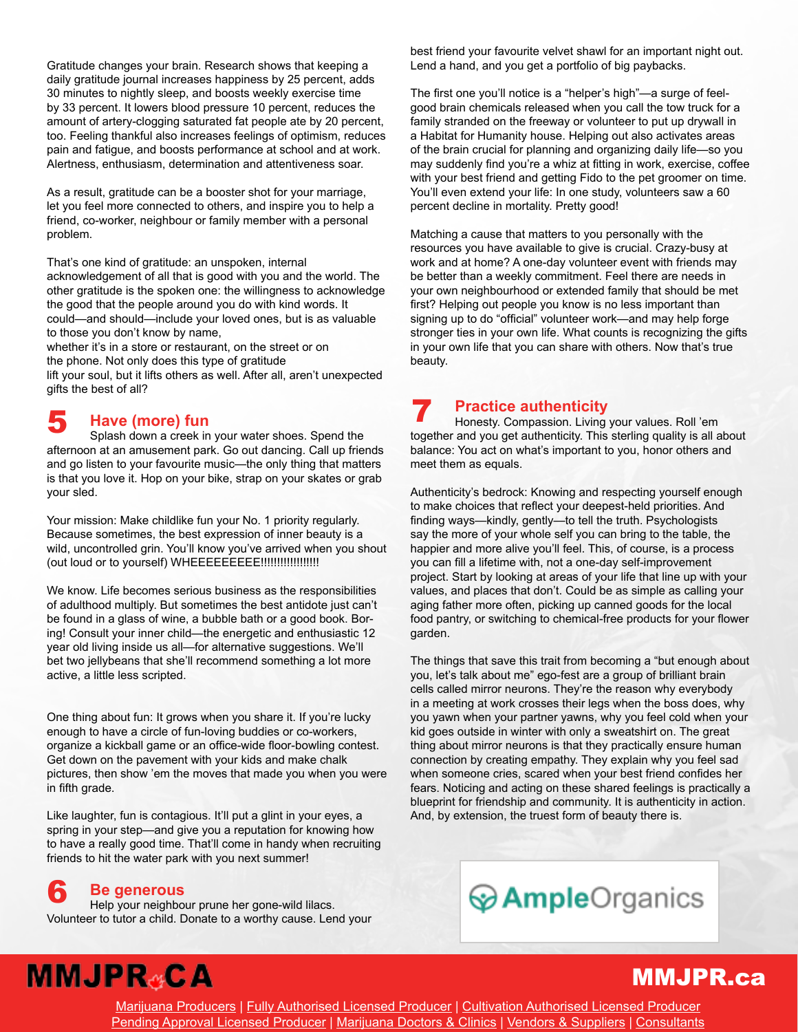Gratitude changes your brain. Research shows that keeping a daily gratitude journal increases happiness by 25 percent, adds 30 minutes to nightly sleep, and boosts weekly exercise time by 33 percent. It lowers blood pressure 10 percent, reduces the amount of artery-clogging saturated fat people ate by 20 percent, too. Feeling thankful also increases feelings of optimism, reduces pain and fatigue, and boosts performance at school and at work. Alertness, enthusiasm, determination and attentiveness soar.

As a result, gratitude can be a booster shot for your marriage, let you feel more connected to others, and inspire you to help a friend, co-worker, neighbour or family member with a personal problem.

That's one kind of gratitude: an unspoken, internal acknowledgement of all that is good with you and the world. The other gratitude is the spoken one: the willingness to acknowledge the good that the people around you do with kind words. It could—and should—include your loved ones, but is as valuable to those you don't know by name, whether it's in a store or restaurant, on the street or on the phone. Not only does this type of gratitude lift your soul, but it lifts others as well. After all, aren't unexpected gifts the best of all?

## 5 Have (more) fun

Splash down a creek in your water shoes. Spend the afternoon at an amusement park. Go out dancing. Call up friends and go listen to your favourite music—the only thing that matters is that you love it. Hop on your bike, strap on your skates or grab your sled.

Your mission: Make childlike fun your No. 1 priority regularly. Because sometimes, the best expression of inner beauty is a wild, uncontrolled grin. You'll know you've arrived when you shout (out loud or to yourself) WHEEEEEEEEE!!!!!!!!!!!!!!!!!

We know. Life becomes serious business as the responsibilities of adulthood multiply. But sometimes the best antidote just can't be found in a glass of wine, a bubble bath or a good book. Boring! Consult your inner child—the energetic and enthusiastic 12 year old living inside us all—for alternative suggestions. We'll bet two jellybeans that she'll recommend something a lot more active, a little less scripted.

One thing about fun: It grows when you share it. If you're lucky enough to have a circle of fun-loving buddies or co-workers, organize a kickball game or an office-wide floor-bowling contest. Get down on the pavement with your kids and make chalk pictures, then show 'em the moves that made you when you were in fifth grade.

Like laughter, fun is contagious. It'll put a glint in your eyes, a spring in your step—and give you a reputation for knowing how to have a really good time. That'll come in handy when recruiting friends to hit the water park with you next summer!

## 6 Be generous

Help your neighbour prune her gone-wild lilacs. Volunteer to tutor a child. Donate to a worthy cause. Lend your best friend your favourite velvet shawl for an important night out. Lend a hand, and you get a portfolio of big paybacks.

The first one you'll notice is a "helper's high"—a surge of feel-good brain chemicals released when you call the tow truck for a family stranded on the freeway or volunteer to put up drywall in a Habitat for Humanity house. Helping out also activates areas of the brain crucial for planning and organizing daily life—so you may suddenly find you're a whiz at fitting in work, exercise, coffee with your best friend and getting Fido to the pet groomer on time. You'll even extend your life: In one study, volunteers saw a 60 percent decline in mortality. Pretty good!

Matching a cause that matters to you personally with the resources you have available to give is crucial. Crazy-busy at work and at home? A one-day volunteer event with friends may be better than a weekly commitment. Feel there are needs in your own neighbourhood or extended family that should be met first? Helping out people you know is no less important than signing up to do "official" volunteer work—and may help forge stronger ties in your own life. What counts is recognizing the gifts in your own life that you can share with others. Now that's true beauty.

## 7 Practice authenticity

Honesty. Compassion. Living your values. Roll 'em together and you get authenticity. This sterling quality is all about balance: You act on what's important to you, honor others and meet them as equals.

Authenticity's bedrock: Knowing and respecting yourself enough to make choices that reflect your deepest-held priorities. And finding ways—kindly, gently—to tell the truth. Psychologists say the more of your whole self you can bring to the table, the happier and more alive you'll feel. This, of course, is a process you can fill a lifetime with, not a one-day self-improvement project. Start by looking at areas of your life that line up with your values, and places that don't. Could be as simple as calling your aging father more often, picking up canned goods for the local food pantry, or switching to chemical-free products for your flower garden.

The things that save this trait from becoming a "but enough about you, let's talk about me" ego-fest are a group of brilliant brain cells called mirror neurons. They're the reason why everybody in a meeting at work crosses their legs when the boss does, why you yawn when your partner yawns, why you feel cold when your kid goes outside in winter with only a sweatshirt on. The great thing about mirror neurons is that they practically ensure human connection by creating empathy. They explain why you feel sad when someone cries, scared when your best friend confides her fears. Noticing and acting on these shared feelings is practically a blueprint for friendship and community. It is authenticity in action. And, by extension, the truest form of beauty there is.

AmpleOrganics

MMJPR.CA

MMJPR.ca

Marijuana Producers | Fully Authorised Licensed Producer | Cultivation Authorised Licensed Producer
Pending Approval Licensed Producer | Marijuana Doctors & Clinics | Vendors & Suppliers | Consultants